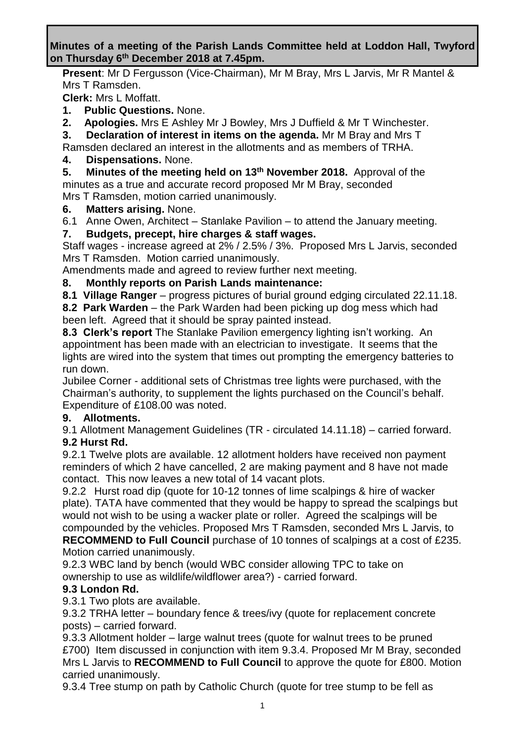**Minutes of a meeting of the Parish Lands Committee held at Loddon Hall, Twyford on Thursday 6th December 2018 at 7.45pm.**

**Present**: Mr D Fergusson (Vice-Chairman), Mr M Bray, Mrs L Jarvis, Mr R Mantel & Mrs T Ramsden.

**Clerk:** Mrs L Moffatt.

**1. Public Questions.** None.

**2. Apologies.** Mrs E Ashley Mr J Bowley, Mrs J Duffield & Mr T Winchester.

**3. Declaration of interest in items on the agenda.** Mr M Bray and Mrs T Ramsden declared an interest in the allotments and as members of TRHA.

**4. Dispensations.** None.

**5. Minutes of the meeting held on 13th November 2018.** Approval of the minutes as a true and accurate record proposed Mr M Bray, seconded Mrs T Ramsden, motion carried unanimously.

**6. Matters arising.** None.

6.1 Anne Owen, Architect – Stanlake Pavilion – to attend the January meeting.

**7. Budgets, precept, hire charges & staff wages.**

Staff wages - increase agreed at 2% / 2.5% / 3%. Proposed Mrs L Jarvis, seconded Mrs T Ramsden. Motion carried unanimously.

Amendments made and agreed to review further next meeting.

**8. Monthly reports on Parish Lands maintenance:**

**8.1 Village Ranger** – progress pictures of burial ground edging circulated 22.11.18.

**8.2 Park Warden** – the Park Warden had been picking up dog mess which had been left. Agreed that it should be spray painted instead.

**8.3 Clerk's report** The Stanlake Pavilion emergency lighting isn't working. An appointment has been made with an electrician to investigate. It seems that the lights are wired into the system that times out prompting the emergency batteries to run down.

Jubilee Corner - additional sets of Christmas tree lights were purchased, with the Chairman's authority, to supplement the lights purchased on the Council's behalf. Expenditure of £108.00 was noted.

**9. Allotments.**

9.1 Allotment Management Guidelines (TR - circulated 14.11.18) – carried forward.

**9.2 Hurst Rd.**

9.2.1 Twelve plots are available. 12 allotment holders have received non payment reminders of which 2 have cancelled, 2 are making payment and 8 have not made contact. This now leaves a new total of 14 vacant plots.

9.2.2 Hurst road dip (quote for 10-12 tonnes of lime scalpings & hire of wacker plate). TATA have commented that they would be happy to spread the scalpings but would not wish to be using a wacker plate or roller. Agreed the scalpings will be compounded by the vehicles. Proposed Mrs T Ramsden, seconded Mrs L Jarvis, to **RECOMMEND to Full Council** purchase of 10 tonnes of scalpings at a cost of £235. Motion carried unanimously.

9.2.3 WBC land by bench (would WBC consider allowing TPC to take on ownership to use as wildlife/wildflower area?) - carried forward.

**9.3 London Rd.**

9.3.1 Two plots are available.

9.3.2 TRHA letter – boundary fence & trees/ivy (quote for replacement concrete posts) – carried forward.

9.3.3 Allotment holder – large walnut trees (quote for walnut trees to be pruned £700) Item discussed in conjunction with item 9.3.4. Proposed Mr M Bray, seconded Mrs L Jarvis to **RECOMMEND to Full Council** to approve the quote for £800. Motion carried unanimously.

9.3.4 Tree stump on path by Catholic Church (quote for tree stump to be fell as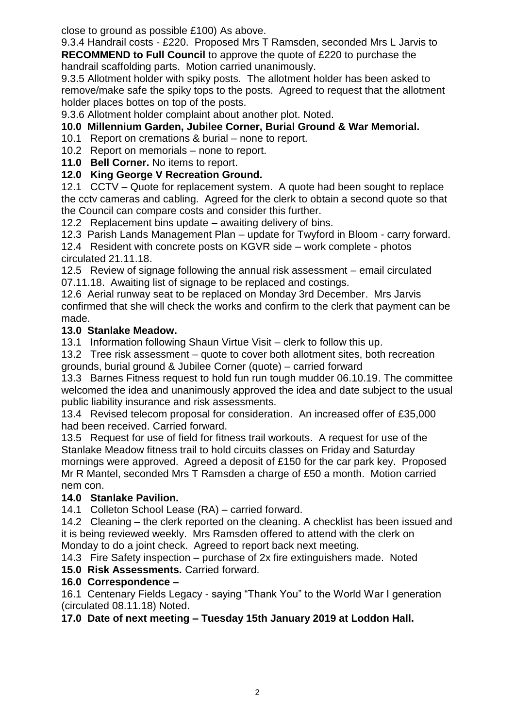close to ground as possible £100) As above.

9.3.4 Handrail costs - £220. Proposed Mrs T Ramsden, seconded Mrs L Jarvis to **RECOMMEND to Full Council** to approve the quote of £220 to purchase the handrail scaffolding parts. Motion carried unanimously.

9.3.5 Allotment holder with spiky posts. The allotment holder has been asked to remove/make safe the spiky tops to the posts. Agreed to request that the allotment holder places bottes on top of the posts.

9.3.6 Allotment holder complaint about another plot. Noted.

**10.0 Millennium Garden, Jubilee Corner, Burial Ground & War Memorial.**

10.1 Report on cremations & burial – none to report.

10.2 Report on memorials – none to report.

**11.0 Bell Corner.** No items to report.

**12.0 King George V Recreation Ground.**

12.1 CCTV – Quote for replacement system. A quote had been sought to replace the cctv cameras and cabling. Agreed for the clerk to obtain a second quote so that the Council can compare costs and consider this further.

12.2 Replacement bins update – awaiting delivery of bins.

12.3 Parish Lands Management Plan – update for Twyford in Bloom - carry forward.

12.4 Resident with concrete posts on KGVR side – work complete - photos circulated 21.11.18.

12.5 Review of signage following the annual risk assessment – email circulated 07.11.18. Awaiting list of signage to be replaced and costings.

12.6 Aerial runway seat to be replaced on Monday 3rd December. Mrs Jarvis confirmed that she will check the works and confirm to the clerk that payment can be made.

**13.0 Stanlake Meadow.**

13.1 Information following Shaun Virtue Visit – clerk to follow this up.

13.2 Tree risk assessment – quote to cover both allotment sites, both recreation grounds, burial ground & Jubilee Corner (quote) – carried forward

13.3 Barnes Fitness request to hold fun run tough mudder 06.10.19. The committee welcomed the idea and unanimously approved the idea and date subject to the usual public liability insurance and risk assessments.

13.4 Revised telecom proposal for consideration. An increased offer of £35,000 had been received. Carried forward.

13.5 Request for use of field for fitness trail workouts. A request for use of the Stanlake Meadow fitness trail to hold circuits classes on Friday and Saturday mornings were approved. Agreed a deposit of £150 for the car park key. Proposed Mr R Mantel, seconded Mrs T Ramsden a charge of £50 a month. Motion carried nem con.

**14.0 Stanlake Pavilion.**

14.1 Colleton School Lease (RA) – carried forward.

14.2 Cleaning – the clerk reported on the cleaning. A checklist has been issued and it is being reviewed weekly. Mrs Ramsden offered to attend with the clerk on Monday to do a joint check. Agreed to report back next meeting.

14.3 Fire Safety inspection – purchase of 2x fire extinguishers made. Noted

**15.0 Risk Assessments.** Carried forward.

**16.0 Correspondence –**

16.1 Centenary Fields Legacy - saying "Thank You" to the World War I generation (circulated 08.11.18) Noted.

**17.0 Date of next meeting – Tuesday 15th January 2019 at Loddon Hall.**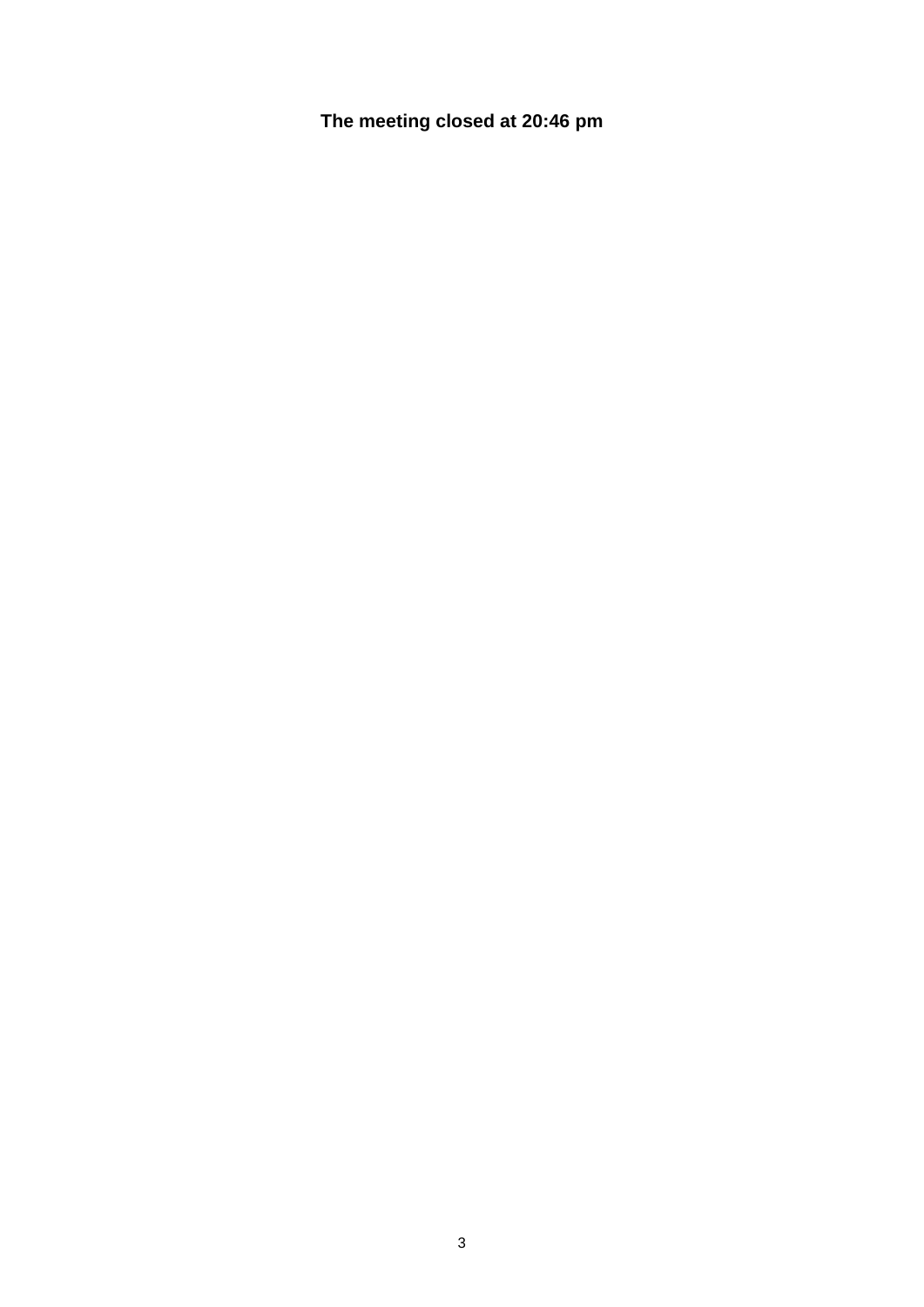**The meeting closed at 20:46 pm**